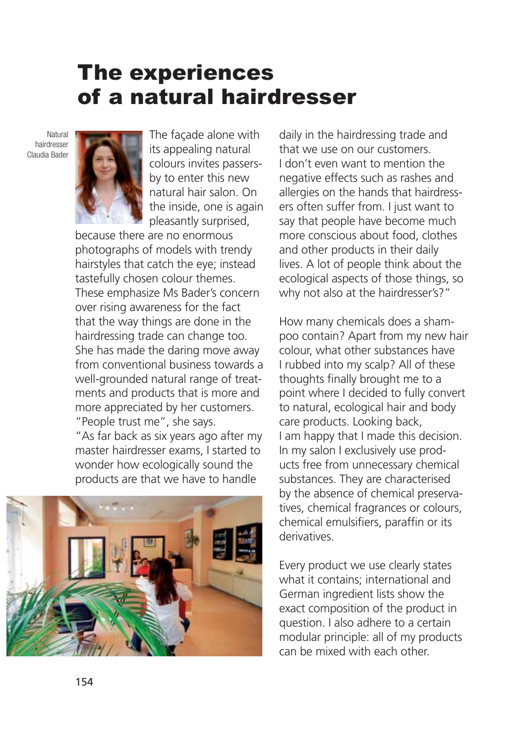# The experiences of a natural hairdresser

Natural hairdresser Claudia Bader

The façade alone with its appealing natural colours invites passers-by to enter this new natural hair salon. On the inside, one is again pleasantly surprised, because there are no enormous photographs of models with trendy hairstyles that catch the eye; instead tastefully chosen colour themes. These emphasize Ms Bader's concern over rising awareness for the fact that the way things are done in the hairdressing trade can change too. She has made the daring move away from conventional business towards a well-grounded natural range of treatments and products that is more and more appreciated by her customers. "People trust me", she says.

"As far back as six years ago after my master hairdresser exams, I started to wonder how ecologically sound the products are that we have to handle daily in the hairdressing trade and that we use on our customers. I don't even want to mention the negative effects such as rashes and allergies on the hands that hairdressers often suffer from. I just want to say that people have become much more conscious about food, clothes and other products in their daily lives. A lot of people think about the ecological aspects of those things, so why not also at the hairdresser's?"

How many chemicals does a shampoo contain? Apart from my new hair colour, what other substances have I rubbed into my scalp? All of these thoughts finally brought me to a point where I decided to fully convert to natural, ecological hair and body care products. Looking back, I am happy that I made this decision. In my salon I exclusively use products free from unnecessary chemical substances. They are characterised by the absence of chemical preservatives, chemical fragrances or colours, chemical emulsifiers, paraffin or its derivatives.

Every product we use clearly states what it contains; international and German ingredient lists show the exact composition of the product in question. I also adhere to a certain modular principle: all of my products can be mixed with each other.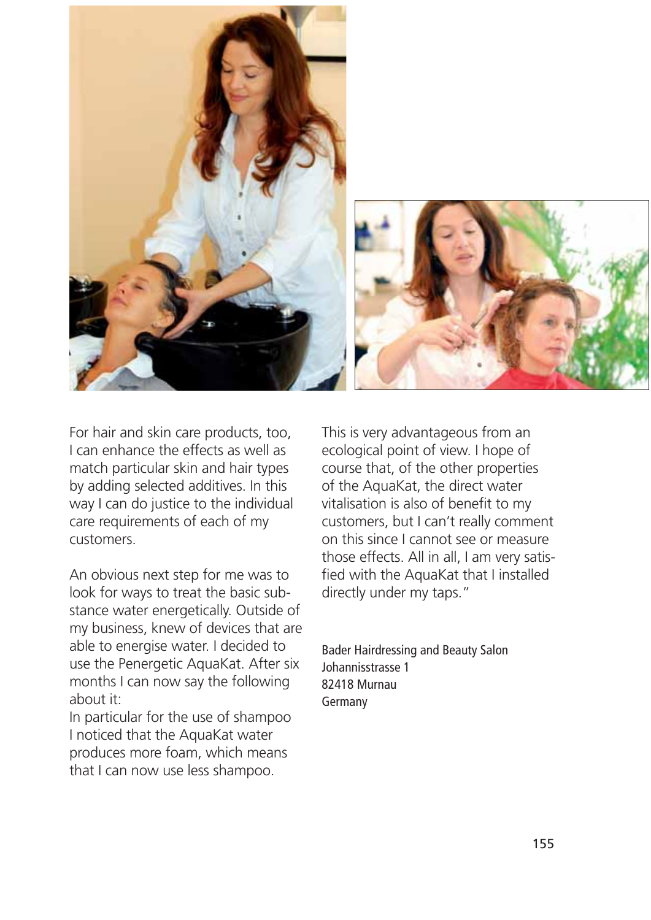For hair and skin care products, too, I can enhance the effects as well as match particular skin and hair types by adding selected additives. In this way I can do justice to the individual care requirements of each of my customers.

An obvious next step for me was to look for ways to treat the basic substance water energetically. Outside of my business, knew of devices that are able to energise water. I decided to use the Penergetic AquaKat. After six months I can now say the following about it:
In particular for the use of shampoo I noticed that the AquaKat water produces more foam, which means that I can now use less shampoo.
This is very advantageous from an ecological point of view. I hope of course that, of the other properties of the AquaKat, the direct water vitalisation is also of benefit to my customers, but I can't really comment on this since I cannot see or measure those effects. All in all, I am very satisfied with the AquaKat that I installed directly under my taps."

Bader Hairdressing and Beauty Salon
Johannisstrasse 1
82418 Murnau
Germany